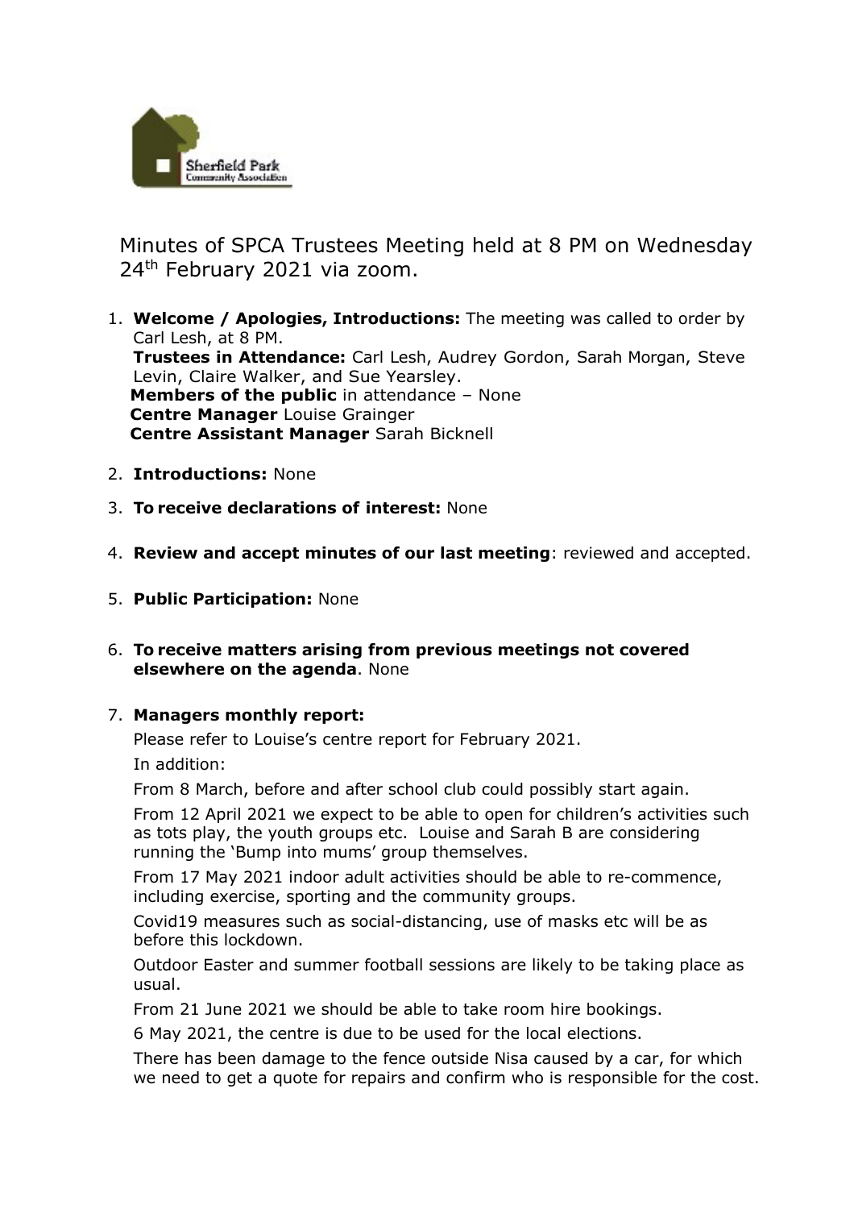Minutes of SPCA Trustees Meeting held at 8 PM on Wednesday 24th February 2021 via zoom.

1. **Welcome / Apologies, Introductions:** The meeting was called to order by Carl Lesh, at 8 PM.
   **Trustees in Attendance:** Carl Lesh, Audrey Gordon, Sarah Morgan, Steve Levin, Claire Walker, and Sue Yearsley.
   **Members of the public** in attendance – None
   **Centre Manager** Louise Grainger
   **Centre Assistant Manager** Sarah Bicknell

2. **Introductions:** None

3. **To receive declarations of interest:** None

4. **Review and accept minutes of our last meeting**: reviewed and accepted.

5. **Public Participation:** None

6. **To receive matters arising from previous meetings not covered elsewhere on the agenda**. None

7. **Managers monthly report:**

   Please refer to Louise's centre report for February 2021.

   In addition:

   From 8 March, before and after school club could possibly start again.

   From 12 April 2021 we expect to be able to open for children's activities such as tots play, the youth groups etc. Louise and Sarah B are considering running the 'Bump into mums' group themselves.

   From 17 May 2021 indoor adult activities should be able to re-commence, including exercise, sporting and the community groups.

   Covid19 measures such as social-distancing, use of masks etc will be as before this lockdown.

   Outdoor Easter and summer football sessions are likely to be taking place as usual.

   From 21 June 2021 we should be able to take room hire bookings.

   6 May 2021, the centre is due to be used for the local elections.

   There has been damage to the fence outside Nisa caused by a car, for which we need to get a quote for repairs and confirm who is responsible for the cost.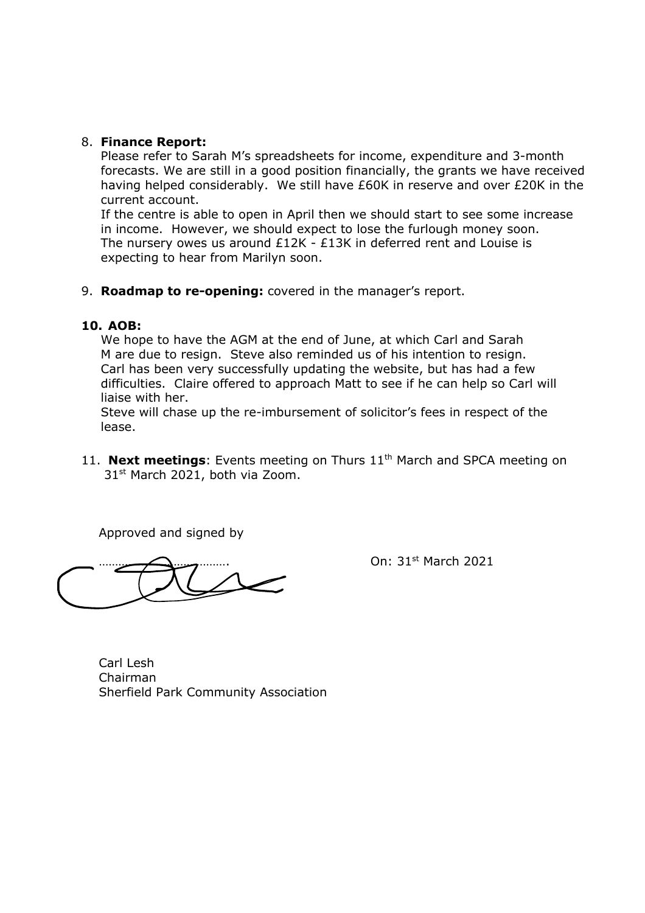8. **Finance Report:**
   Please refer to Sarah M's spreadsheets for income, expenditure and 3-month forecasts. We are still in a good position financially, the grants we have received having helped considerably. We still have £60K in reserve and over £20K in the current account.
   If the centre is able to open in April then we should start to see some increase in income. However, we should expect to lose the furlough money soon.
   The nursery owes us around £12K - £13K in deferred rent and Louise is expecting to hear from Marilyn soon.

9. **Roadmap to re-opening:** covered in the manager's report.

**10. AOB:**
   We hope to have the AGM at the end of June, at which Carl and Sarah M are due to resign. Steve also reminded us of his intention to resign.
   Carl has been very successfully updating the website, but has had a few difficulties. Claire offered to approach Matt to see if he can help so Carl will liaise with her.
   Steve will chase up the re-imbursement of solicitor's fees in respect of the lease.

11. **Next meetings**: Events meeting on Thurs 11th March and SPCA meeting on 31st March 2021, both via Zoom.

Approved and signed by

……………………………… On: 31st March 2021

Carl Lesh
Chairman
Sherfield Park Community Association